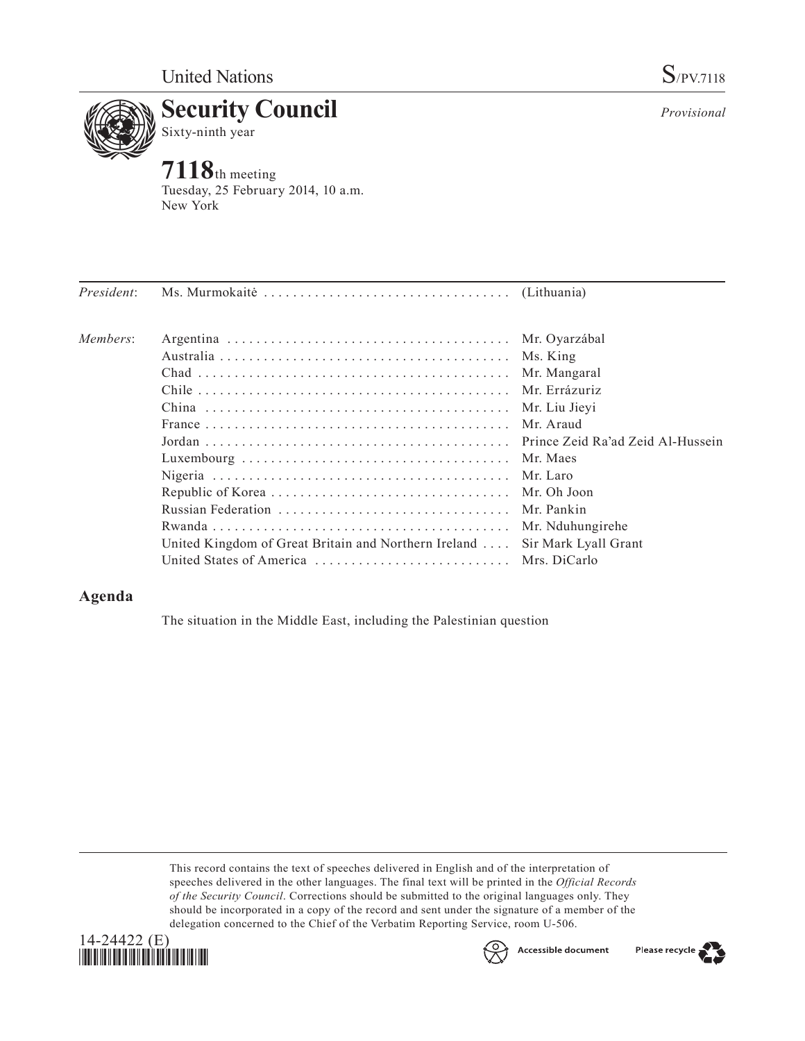United Nations

S/PV.7118

# Security Council

Sixty-ninth year

*Provisional*

## 7118th meeting

Tuesday, 25 February 2014, 10 a.m.
New York

| | | |
|---|---|---|
| *President*: | Ms. Murmokaitė | (Lithuania) |
| *Members*: | Argentina | Mr. Oyarzábal |
| | Australia | Ms. King |
| | Chad | Mr. Mangaral |
| | Chile | Mr. Errázuriz |
| | China | Mr. Liu Jieyi |
| | France | Mr. Araud |
| | Jordan | Prince Zeid Ra'ad Zeid Al-Hussein |
| | Luxembourg | Mr. Maes |
| | Nigeria | Mr. Laro |
| | Republic of Korea | Mr. Oh Joon |
| | Russian Federation | Mr. Pankin |
| | Rwanda | Mr. Nduhungirehe |
| | United Kingdom of Great Britain and Northern Ireland | Sir Mark Lyall Grant |
| | United States of America | Mrs. DiCarlo |

## Agenda

The situation in the Middle East, including the Palestinian question

This record contains the text of speeches delivered in English and of the interpretation of speeches delivered in the other languages. The final text will be printed in the *Official Records of the Security Council*. Corrections should be submitted to the original languages only. They should be incorporated in a copy of the record and sent under the signature of a member of the delegation concerned to the Chief of the Verbatim Reporting Service, room U-506.

14-24422 (E)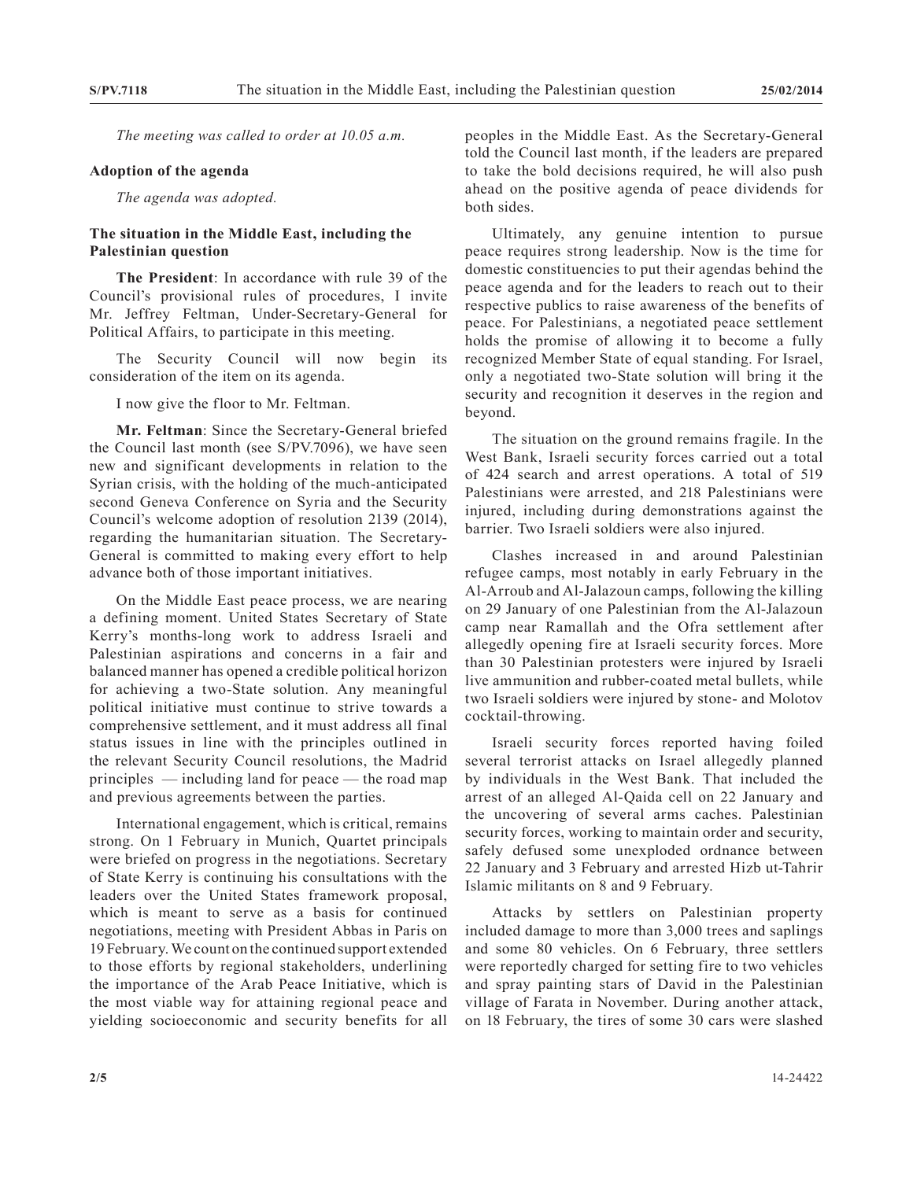*The meeting was called to order at 10.05 a.m.*

**Adoption of the agenda**

*The agenda was adopted.*

**The situation in the Middle East, including the Palestinian question**

**The President**: In accordance with rule 39 of the Council's provisional rules of procedures, I invite Mr. Jeffrey Feltman, Under-Secretary-General for Political Affairs, to participate in this meeting.

The Security Council will now begin its consideration of the item on its agenda.

I now give the floor to Mr. Feltman.

**Mr. Feltman**: Since the Secretary-General briefed the Council last month (see S/PV.7096), we have seen new and significant developments in relation to the Syrian crisis, with the holding of the much-anticipated second Geneva Conference on Syria and the Security Council's welcome adoption of resolution 2139 (2014), regarding the humanitarian situation. The Secretary-General is committed to making every effort to help advance both of those important initiatives.

On the Middle East peace process, we are nearing a defining moment. United States Secretary of State Kerry's months-long work to address Israeli and Palestinian aspirations and concerns in a fair and balanced manner has opened a credible political horizon for achieving a two-State solution. Any meaningful political initiative must continue to strive towards a comprehensive settlement, and it must address all final status issues in line with the principles outlined in the relevant Security Council resolutions, the Madrid principles — including land for peace — the road map and previous agreements between the parties.

International engagement, which is critical, remains strong. On 1 February in Munich, Quartet principals were briefed on progress in the negotiations. Secretary of State Kerry is continuing his consultations with the leaders over the United States framework proposal, which is meant to serve as a basis for continued negotiations, meeting with President Abbas in Paris on 19 February. We count on the continued support extended to those efforts by regional stakeholders, underlining the importance of the Arab Peace Initiative, which is the most viable way for attaining regional peace and yielding socioeconomic and security benefits for all peoples in the Middle East. As the Secretary-General told the Council last month, if the leaders are prepared to take the bold decisions required, he will also push ahead on the positive agenda of peace dividends for both sides.

Ultimately, any genuine intention to pursue peace requires strong leadership. Now is the time for domestic constituencies to put their agendas behind the peace agenda and for the leaders to reach out to their respective publics to raise awareness of the benefits of peace. For Palestinians, a negotiated peace settlement holds the promise of allowing it to become a fully recognized Member State of equal standing. For Israel, only a negotiated two-State solution will bring it the security and recognition it deserves in the region and beyond.

The situation on the ground remains fragile. In the West Bank, Israeli security forces carried out a total of 424 search and arrest operations. A total of 519 Palestinians were arrested, and 218 Palestinians were injured, including during demonstrations against the barrier. Two Israeli soldiers were also injured.

Clashes increased in and around Palestinian refugee camps, most notably in early February in the Al-Arroub and Al-Jalazoun camps, following the killing on 29 January of one Palestinian from the Al-Jalazoun camp near Ramallah and the Ofra settlement after allegedly opening fire at Israeli security forces. More than 30 Palestinian protesters were injured by Israeli live ammunition and rubber-coated metal bullets, while two Israeli soldiers were injured by stone- and Molotov cocktail-throwing.

Israeli security forces reported having foiled several terrorist attacks on Israel allegedly planned by individuals in the West Bank. That included the arrest of an alleged Al-Qaida cell on 22 January and the uncovering of several arms caches. Palestinian security forces, working to maintain order and security, safely defused some unexploded ordnance between 22 January and 3 February and arrested Hizb ut-Tahrir Islamic militants on 8 and 9 February.

Attacks by settlers on Palestinian property included damage to more than 3,000 trees and saplings and some 80 vehicles. On 6 February, three settlers were reportedly charged for setting fire to two vehicles and spray painting stars of David in the Palestinian village of Farata in November. During another attack, on 18 February, the tires of some 30 cars were slashed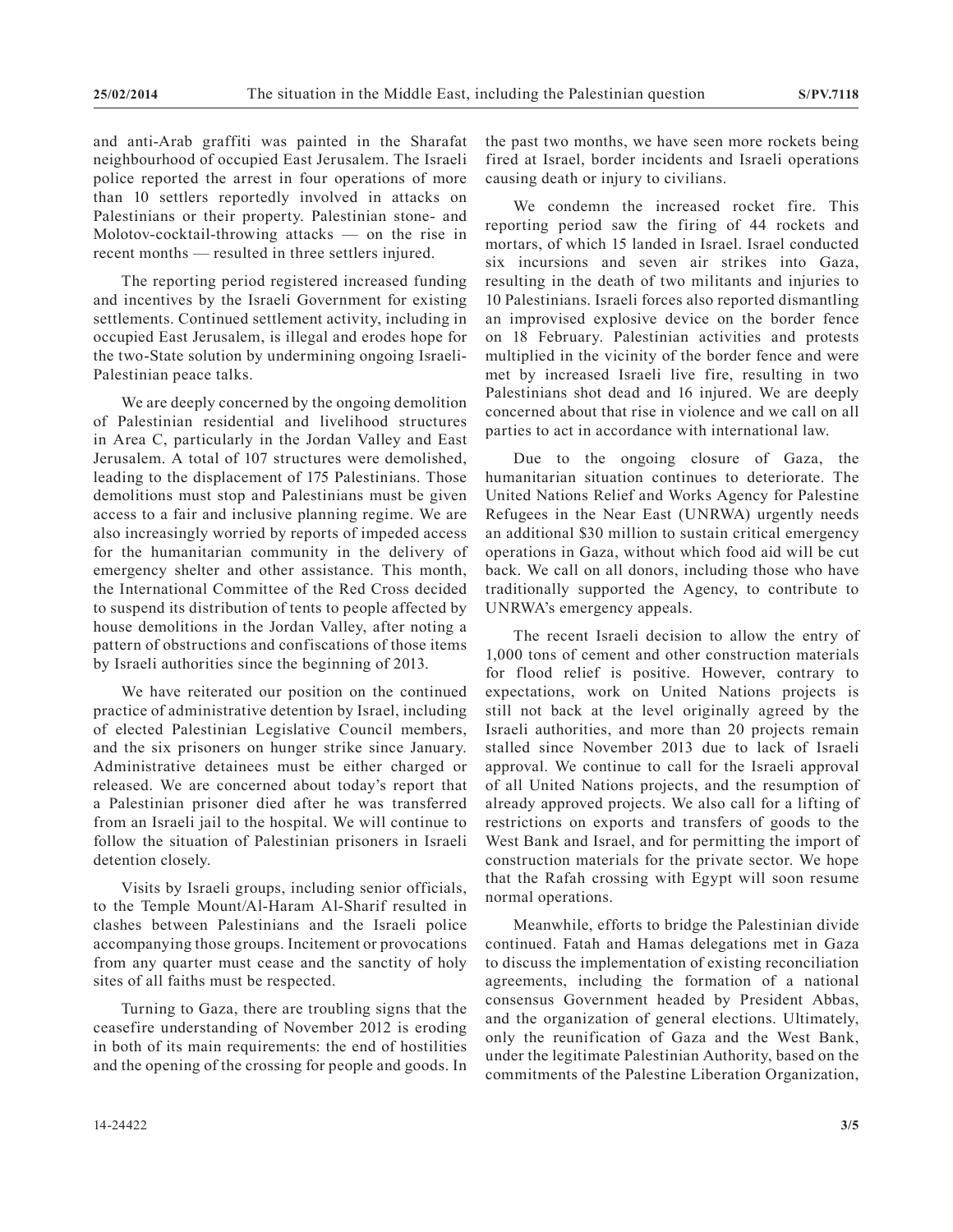and anti-Arab graffiti was painted in the Sharafat neighbourhood of occupied East Jerusalem. The Israeli police reported the arrest in four operations of more than 10 settlers reportedly involved in attacks on Palestinians or their property. Palestinian stone- and Molotov-cocktail-throwing attacks — on the rise in recent months — resulted in three settlers injured.

The reporting period registered increased funding and incentives by the Israeli Government for existing settlements. Continued settlement activity, including in occupied East Jerusalem, is illegal and erodes hope for the two-State solution by undermining ongoing Israeli-Palestinian peace talks.

We are deeply concerned by the ongoing demolition of Palestinian residential and livelihood structures in Area C, particularly in the Jordan Valley and East Jerusalem. A total of 107 structures were demolished, leading to the displacement of 175 Palestinians. Those demolitions must stop and Palestinians must be given access to a fair and inclusive planning regime. We are also increasingly worried by reports of impeded access for the humanitarian community in the delivery of emergency shelter and other assistance. This month, the International Committee of the Red Cross decided to suspend its distribution of tents to people affected by house demolitions in the Jordan Valley, after noting a pattern of obstructions and confiscations of those items by Israeli authorities since the beginning of 2013.

We have reiterated our position on the continued practice of administrative detention by Israel, including of elected Palestinian Legislative Council members, and the six prisoners on hunger strike since January. Administrative detainees must be either charged or released. We are concerned about today's report that a Palestinian prisoner died after he was transferred from an Israeli jail to the hospital. We will continue to follow the situation of Palestinian prisoners in Israeli detention closely.

Visits by Israeli groups, including senior officials, to the Temple Mount/Al-Haram Al-Sharif resulted in clashes between Palestinians and the Israeli police accompanying those groups. Incitement or provocations from any quarter must cease and the sanctity of holy sites of all faiths must be respected.

Turning to Gaza, there are troubling signs that the ceasefire understanding of November 2012 is eroding in both of its main requirements: the end of hostilities and the opening of the crossing for people and goods. In the past two months, we have seen more rockets being fired at Israel, border incidents and Israeli operations causing death or injury to civilians.

We condemn the increased rocket fire. This reporting period saw the firing of 44 rockets and mortars, of which 15 landed in Israel. Israel conducted six incursions and seven air strikes into Gaza, resulting in the death of two militants and injuries to 10 Palestinians. Israeli forces also reported dismantling an improvised explosive device on the border fence on 18 February. Palestinian activities and protests multiplied in the vicinity of the border fence and were met by increased Israeli live fire, resulting in two Palestinians shot dead and 16 injured. We are deeply concerned about that rise in violence and we call on all parties to act in accordance with international law.

Due to the ongoing closure of Gaza, the humanitarian situation continues to deteriorate. The United Nations Relief and Works Agency for Palestine Refugees in the Near East (UNRWA) urgently needs an additional $30 million to sustain critical emergency operations in Gaza, without which food aid will be cut back. We call on all donors, including those who have traditionally supported the Agency, to contribute to UNRWA's emergency appeals.

The recent Israeli decision to allow the entry of 1,000 tons of cement and other construction materials for flood relief is positive. However, contrary to expectations, work on United Nations projects is still not back at the level originally agreed by the Israeli authorities, and more than 20 projects remain stalled since November 2013 due to lack of Israeli approval. We continue to call for the Israeli approval of all United Nations projects, and the resumption of already approved projects. We also call for a lifting of restrictions on exports and transfers of goods to the West Bank and Israel, and for permitting the import of construction materials for the private sector. We hope that the Rafah crossing with Egypt will soon resume normal operations.

Meanwhile, efforts to bridge the Palestinian divide continued. Fatah and Hamas delegations met in Gaza to discuss the implementation of existing reconciliation agreements, including the formation of a national consensus Government headed by President Abbas, and the organization of general elections. Ultimately, only the reunification of Gaza and the West Bank, under the legitimate Palestinian Authority, based on the commitments of the Palestine Liberation Organization,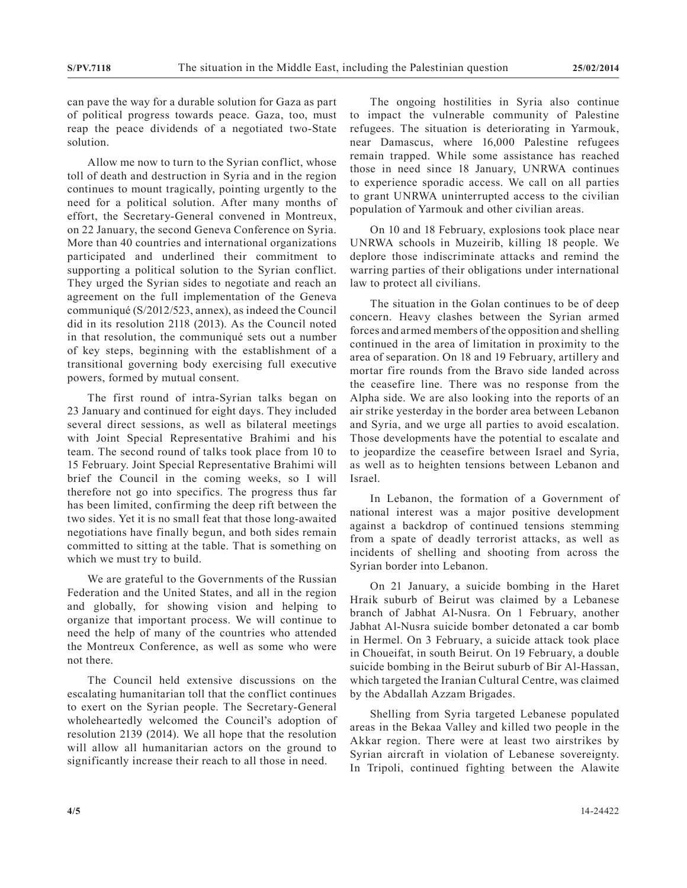can pave the way for a durable solution for Gaza as part of political progress towards peace. Gaza, too, must reap the peace dividends of a negotiated two-State solution.

Allow me now to turn to the Syrian conflict, whose toll of death and destruction in Syria and in the region continues to mount tragically, pointing urgently to the need for a political solution. After many months of effort, the Secretary-General convened in Montreux, on 22 January, the second Geneva Conference on Syria. More than 40 countries and international organizations participated and underlined their commitment to supporting a political solution to the Syrian conflict. They urged the Syrian sides to negotiate and reach an agreement on the full implementation of the Geneva communiqué (S/2012/523, annex), as indeed the Council did in its resolution 2118 (2013). As the Council noted in that resolution, the communiqué sets out a number of key steps, beginning with the establishment of a transitional governing body exercising full executive powers, formed by mutual consent.

The first round of intra-Syrian talks began on 23 January and continued for eight days. They included several direct sessions, as well as bilateral meetings with Joint Special Representative Brahimi and his team. The second round of talks took place from 10 to 15 February. Joint Special Representative Brahimi will brief the Council in the coming weeks, so I will therefore not go into specifics. The progress thus far has been limited, confirming the deep rift between the two sides. Yet it is no small feat that those long-awaited negotiations have finally begun, and both sides remain committed to sitting at the table. That is something on which we must try to build.

We are grateful to the Governments of the Russian Federation and the United States, and all in the region and globally, for showing vision and helping to organize that important process. We will continue to need the help of many of the countries who attended the Montreux Conference, as well as some who were not there.

The Council held extensive discussions on the escalating humanitarian toll that the conflict continues to exert on the Syrian people. The Secretary-General wholeheartedly welcomed the Council's adoption of resolution 2139 (2014). We all hope that the resolution will allow all humanitarian actors on the ground to significantly increase their reach to all those in need.

The ongoing hostilities in Syria also continue to impact the vulnerable community of Palestine refugees. The situation is deteriorating in Yarmouk, near Damascus, where 16,000 Palestine refugees remain trapped. While some assistance has reached those in need since 18 January, UNRWA continues to experience sporadic access. We call on all parties to grant UNRWA uninterrupted access to the civilian population of Yarmouk and other civilian areas.

On 10 and 18 February, explosions took place near UNRWA schools in Muzeirib, killing 18 people. We deplore those indiscriminate attacks and remind the warring parties of their obligations under international law to protect all civilians.

The situation in the Golan continues to be of deep concern. Heavy clashes between the Syrian armed forces and armed members of the opposition and shelling continued in the area of limitation in proximity to the area of separation. On 18 and 19 February, artillery and mortar fire rounds from the Bravo side landed across the ceasefire line. There was no response from the Alpha side. We are also looking into the reports of an air strike yesterday in the border area between Lebanon and Syria, and we urge all parties to avoid escalation. Those developments have the potential to escalate and to jeopardize the ceasefire between Israel and Syria, as well as to heighten tensions between Lebanon and Israel.

In Lebanon, the formation of a Government of national interest was a major positive development against a backdrop of continued tensions stemming from a spate of deadly terrorist attacks, as well as incidents of shelling and shooting from across the Syrian border into Lebanon.

On 21 January, a suicide bombing in the Haret Hraik suburb of Beirut was claimed by a Lebanese branch of Jabhat Al-Nusra. On 1 February, another Jabhat Al-Nusra suicide bomber detonated a car bomb in Hermel. On 3 February, a suicide attack took place in Choueifat, in south Beirut. On 19 February, a double suicide bombing in the Beirut suburb of Bir Al-Hassan, which targeted the Iranian Cultural Centre, was claimed by the Abdallah Azzam Brigades.

Shelling from Syria targeted Lebanese populated areas in the Bekaa Valley and killed two people in the Akkar region. There were at least two airstrikes by Syrian aircraft in violation of Lebanese sovereignty. In Tripoli, continued fighting between the Alawite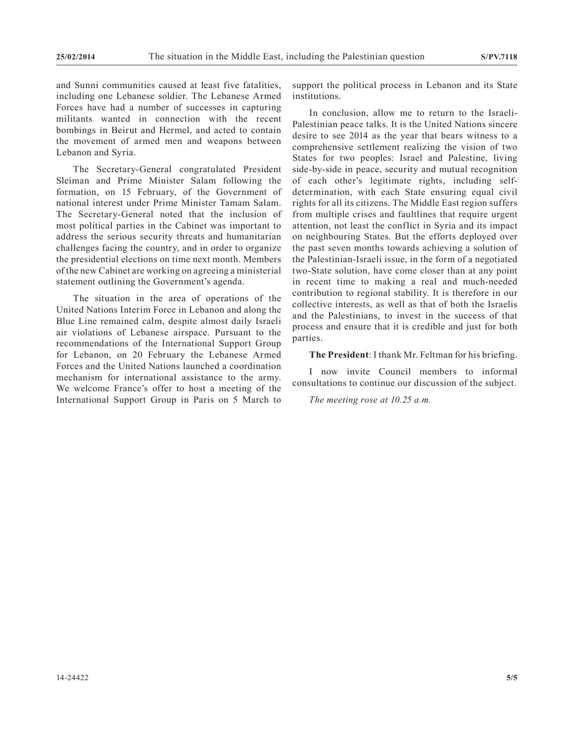and Sunni communities caused at least five fatalities, including one Lebanese soldier. The Lebanese Armed Forces have had a number of successes in capturing militants wanted in connection with the recent bombings in Beirut and Hermel, and acted to contain the movement of armed men and weapons between Lebanon and Syria.

The Secretary-General congratulated President Sleiman and Prime Minister Salam following the formation, on 15 February, of the Government of national interest under Prime Minister Tamam Salam. The Secretary-General noted that the inclusion of most political parties in the Cabinet was important to address the serious security threats and humanitarian challenges facing the country, and in order to organize the presidential elections on time next month. Members of the new Cabinet are working on agreeing a ministerial statement outlining the Government's agenda.

The situation in the area of operations of the United Nations Interim Force in Lebanon and along the Blue Line remained calm, despite almost daily Israeli air violations of Lebanese airspace. Pursuant to the recommendations of the International Support Group for Lebanon, on 20 February the Lebanese Armed Forces and the United Nations launched a coordination mechanism for international assistance to the army. We welcome France's offer to host a meeting of the International Support Group in Paris on 5 March to support the political process in Lebanon and its State institutions.

In conclusion, allow me to return to the Israeli-Palestinian peace talks. It is the United Nations sincere desire to see 2014 as the year that bears witness to a comprehensive settlement realizing the vision of two States for two peoples: Israel and Palestine, living side-by-side in peace, security and mutual recognition of each other's legitimate rights, including self-determination, with each State ensuring equal civil rights for all its citizens. The Middle East region suffers from multiple crises and faultlines that require urgent attention, not least the conflict in Syria and its impact on neighbouring States. But the efforts deployed over the past seven months towards achieving a solution of the Palestinian-Israeli issue, in the form of a negotiated two-State solution, have come closer than at any point in recent time to making a real and much-needed contribution to regional stability. It is therefore in our collective interests, as well as that of both the Israelis and the Palestinians, to invest in the success of that process and ensure that it is credible and just for both parties.

**The President**: I thank Mr. Feltman for his briefing.

I now invite Council members to informal consultations to continue our discussion of the subject.

*The meeting rose at 10.25 a.m.*